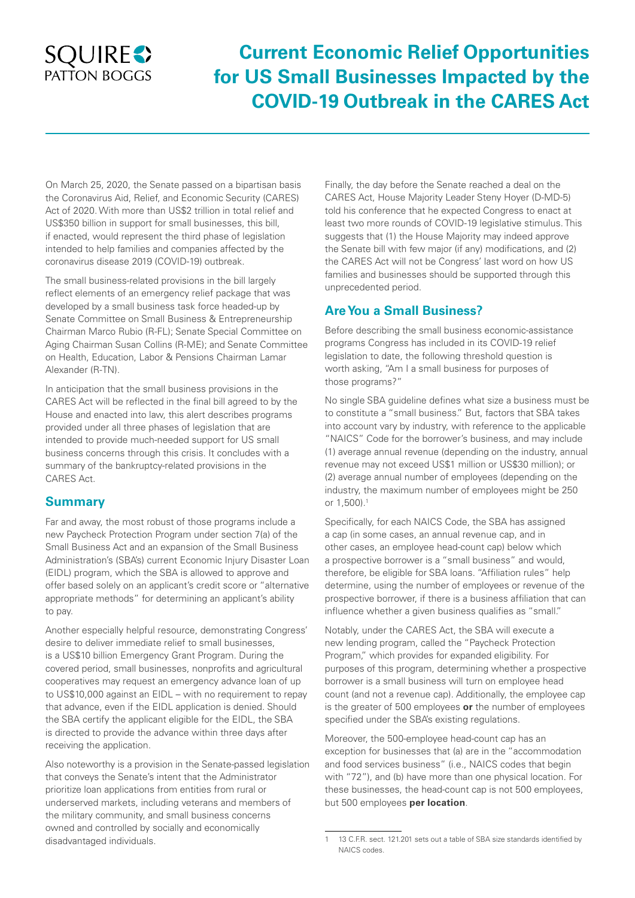# Current Economic Relief Opportunities for US Small Businesses Impacted by the COVID-19 Outbreak in the CARES Act

On March 25, 2020, the Senate passed on a bipartisan basis the Coronavirus Aid, Relief, and Economic Security (CARES) Act of 2020. With more than US$2 trillion in total relief and US$350 billion in support for small businesses, this bill, if enacted, would represent the third phase of legislation intended to help families and companies affected by the coronavirus disease 2019 (COVID-19) outbreak.

The small business-related provisions in the bill largely reflect elements of an emergency relief package that was developed by a small business task force headed-up by Senate Committee on Small Business & Entrepreneurship Chairman Marco Rubio (R-FL); Senate Special Committee on Aging Chairman Susan Collins (R-ME); and Senate Committee on Health, Education, Labor & Pensions Chairman Lamar Alexander (R-TN).

In anticipation that the small business provisions in the CARES Act will be reflected in the final bill agreed to by the House and enacted into law, this alert describes programs provided under all three phases of legislation that are intended to provide much-needed support for US small business concerns through this crisis. It concludes with a summary of the bankruptcy-related provisions in the CARES Act.

## Summary

Far and away, the most robust of those programs include a new Paycheck Protection Program under section 7(a) of the Small Business Act and an expansion of the Small Business Administration's (SBA's) current Economic Injury Disaster Loan (EIDL) program, which the SBA is allowed to approve and offer based solely on an applicant's credit score or "alternative appropriate methods" for determining an applicant's ability to pay.

Another especially helpful resource, demonstrating Congress' desire to deliver immediate relief to small businesses, is a US$10 billion Emergency Grant Program. During the covered period, small businesses, nonprofits and agricultural cooperatives may request an emergency advance loan of up to US$10,000 against an EIDL – with no requirement to repay that advance, even if the EIDL application is denied. Should the SBA certify the applicant eligible for the EIDL, the SBA is directed to provide the advance within three days after receiving the application.

Also noteworthy is a provision in the Senate-passed legislation that conveys the Senate's intent that the Administrator prioritize loan applications from entities from rural or underserved markets, including veterans and members of the military community, and small business concerns owned and controlled by socially and economically disadvantaged individuals.

Finally, the day before the Senate reached a deal on the CARES Act, House Majority Leader Steny Hoyer (D-MD-5) told his conference that he expected Congress to enact at least two more rounds of COVID-19 legislative stimulus. This suggests that (1) the House Majority may indeed approve the Senate bill with few major (if any) modifications, and (2) the CARES Act will not be Congress' last word on how US families and businesses should be supported through this unprecedented period.

## Are You a Small Business?

Before describing the small business economic-assistance programs Congress has included in its COVID-19 relief legislation to date, the following threshold question is worth asking, "Am I a small business for purposes of those programs?"

No single SBA guideline defines what size a business must be to constitute a "small business." But, factors that SBA takes into account vary by industry, with reference to the applicable "NAICS" Code for the borrower's business, and may include (1) average annual revenue (depending on the industry, annual revenue may not exceed US$1 million or US$30 million); or (2) average annual number of employees (depending on the industry, the maximum number of employees might be 250 or 1,500).[1]

Specifically, for each NAICS Code, the SBA has assigned a cap (in some cases, an annual revenue cap, and in other cases, an employee head-count cap) below which a prospective borrower is a "small business" and would, therefore, be eligible for SBA loans. "Affiliation rules" help determine, using the number of employees or revenue of the prospective borrower, if there is a business affiliation that can influence whether a given business qualifies as "small."

Notably, under the CARES Act, the SBA will execute a new lending program, called the "Paycheck Protection Program," which provides for expanded eligibility. For purposes of this program, determining whether a prospective borrower is a small business will turn on employee head count (and not a revenue cap). Additionally, the employee cap is the greater of 500 employees **or** the number of employees specified under the SBA's existing regulations.

Moreover, the 500-employee head-count cap has an exception for businesses that (a) are in the "accommodation and food services business" (i.e., NAICS codes that begin with "72"), and (b) have more than one physical location. For these businesses, the head-count cap is not 500 employees, but 500 employees **per location**.

---

1 13 C.F.R. sect. 121.201 sets out a table of SBA size standards identified by NAICS codes.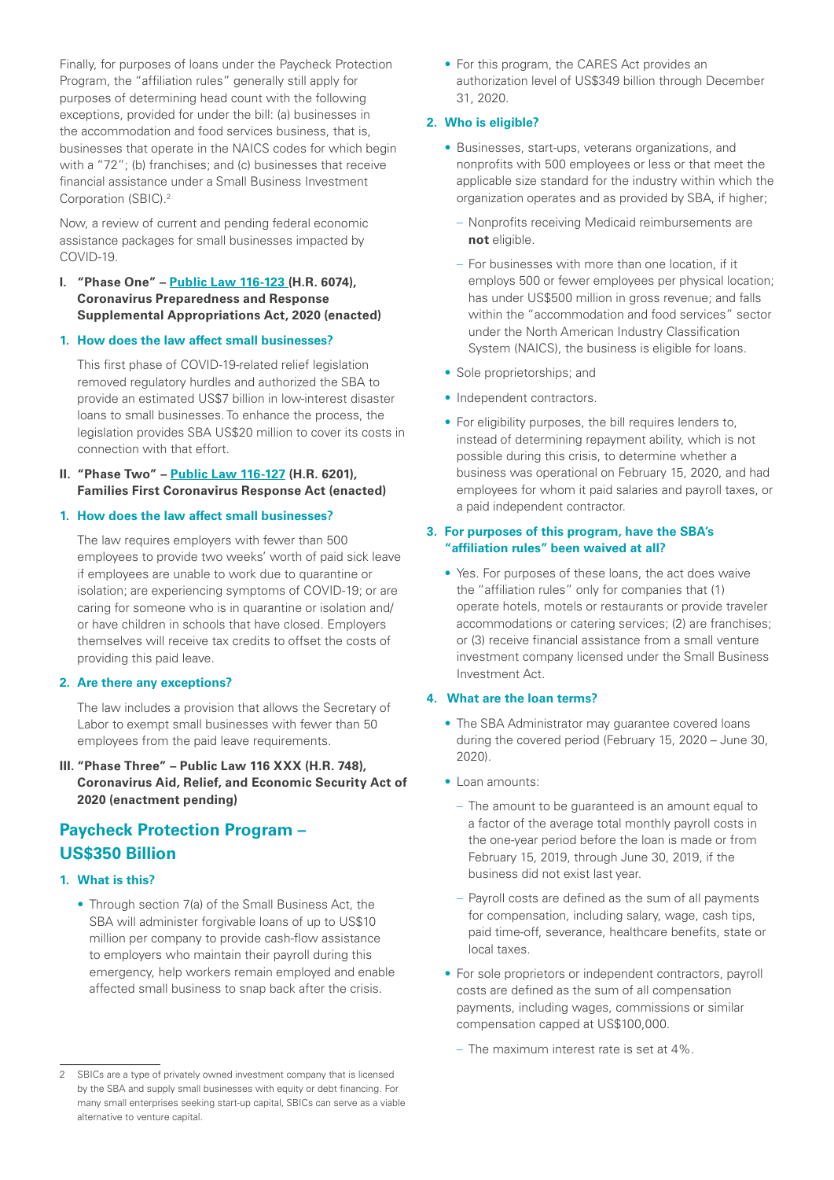Finally, for purposes of loans under the Paycheck Protection Program, the "affiliation rules" generally still apply for purposes of determining head count with the following exceptions, provided for under the bill: (a) businesses in the accommodation and food services business, that is, businesses that operate in the NAICS codes for which begin with a "72"; (b) franchises; and (c) businesses that receive financial assistance under a Small Business Investment Corporation (SBIC).[2]

Now, a review of current and pending federal economic assistance packages for small businesses impacted by COVID-19.

**I. "Phase One" – Public Law 116-123 (H.R. 6074), Coronavirus Preparedness and Response Supplemental Appropriations Act, 2020 (enacted)**

**1. How does the law affect small businesses?**

This first phase of COVID-19-related relief legislation removed regulatory hurdles and authorized the SBA to provide an estimated US$7 billion in low-interest disaster loans to small businesses. To enhance the process, the legislation provides SBA US$20 million to cover its costs in connection with that effort.

**II. "Phase Two" – Public Law 116-127 (H.R. 6201), Families First Coronavirus Response Act (enacted)**

**1. How does the law affect small businesses?**

The law requires employers with fewer than 500 employees to provide two weeks' worth of paid sick leave if employees are unable to work due to quarantine or isolation; are experiencing symptoms of COVID-19; or are caring for someone who is in quarantine or isolation and/or have children in schools that have closed. Employers themselves will receive tax credits to offset the costs of providing this paid leave.

**2. Are there any exceptions?**

The law includes a provision that allows the Secretary of Labor to exempt small businesses with fewer than 50 employees from the paid leave requirements.

**III. "Phase Three" – Public Law 116 XXX (H.R. 748), Coronavirus Aid, Relief, and Economic Security Act of 2020 (enactment pending)**

## Paycheck Protection Program – US$350 Billion

**1. What is this?**

- Through section 7(a) of the Small Business Act, the SBA will administer forgivable loans of up to US$10 million per company to provide cash-flow assistance to employers who maintain their payroll during this emergency, help workers remain employed and enable affected small business to snap back after the crisis.
- For this program, the CARES Act provides an authorization level of US$349 billion through December 31, 2020.

**2. Who is eligible?**

- Businesses, start-ups, veterans organizations, and nonprofits with 500 employees or less or that meet the applicable size standard for the industry within which the organization operates and as provided by SBA, if higher;
  - Nonprofits receiving Medicaid reimbursements are **not** eligible.
  - For businesses with more than one location, if it employs 500 or fewer employees per physical location; has under US$500 million in gross revenue; and falls within the "accommodation and food services" sector under the North American Industry Classification System (NAICS), the business is eligible for loans.
- Sole proprietorships; and
- Independent contractors.
- For eligibility purposes, the bill requires lenders to, instead of determining repayment ability, which is not possible during this crisis, to determine whether a business was operational on February 15, 2020, and had employees for whom it paid salaries and payroll taxes, or a paid independent contractor.

**3. For purposes of this program, have the SBA's "affiliation rules" been waived at all?**

- Yes. For purposes of these loans, the act does waive the "affiliation rules" only for companies that (1) operate hotels, motels or restaurants or provide traveler accommodations or catering services; (2) are franchises; or (3) receive financial assistance from a small venture investment company licensed under the Small Business Investment Act.

**4. What are the loan terms?**

- The SBA Administrator may guarantee covered loans during the covered period (February 15, 2020 – June 30, 2020).
- Loan amounts:
  - The amount to be guaranteed is an amount equal to a factor of the average total monthly payroll costs in the one-year period before the loan is made or from February 15, 2019, through June 30, 2019, if the business did not exist last year.
  - Payroll costs are defined as the sum of all payments for compensation, including salary, wage, cash tips, paid time-off, severance, healthcare benefits, state or local taxes.
- For sole proprietors or independent contractors, payroll costs are defined as the sum of all compensation payments, including wages, commissions or similar compensation capped at US$100,000.
  - The maximum interest rate is set at 4%.

[2] SBICs are a type of privately owned investment company that is licensed by the SBA and supply small businesses with equity or debt financing. For many small enterprises seeking start-up capital, SBICs can serve as a viable alternative to venture capital.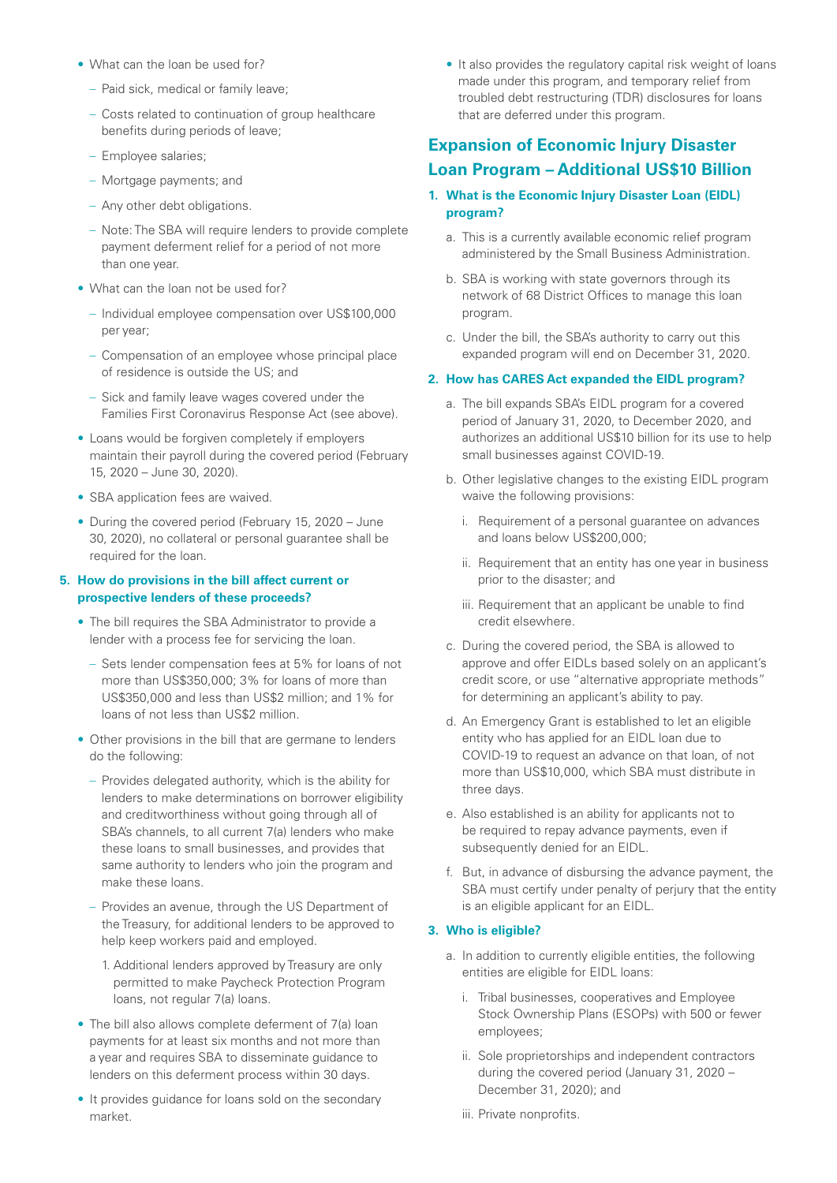- What can the loan be used for?
  - Paid sick, medical or family leave;
  - Costs related to continuation of group healthcare benefits during periods of leave;
  - Employee salaries;
  - Mortgage payments; and
  - Any other debt obligations.
  - Note: The SBA will require lenders to provide complete payment deferment relief for a period of not more than one year.
- What can the loan not be used for?
  - Individual employee compensation over US$100,000 per year;
  - Compensation of an employee whose principal place of residence is outside the US; and
  - Sick and family leave wages covered under the Families First Coronavirus Response Act (see above).
- Loans would be forgiven completely if employers maintain their payroll during the covered period (February 15, 2020 – June 30, 2020).
- SBA application fees are waived.
- During the covered period (February 15, 2020 – June 30, 2020), no collateral or personal guarantee shall be required for the loan.

**5. How do provisions in the bill affect current or prospective lenders of these proceeds?**

- The bill requires the SBA Administrator to provide a lender with a process fee for servicing the loan.
  - Sets lender compensation fees at 5% for loans of not more than US$350,000; 3% for loans of more than US$350,000 and less than US$2 million; and 1% for loans of not less than US$2 million.
- Other provisions in the bill that are germane to lenders do the following:
  - Provides delegated authority, which is the ability for lenders to make determinations on borrower eligibility and creditworthiness without going through all of SBA's channels, to all current 7(a) lenders who make these loans to small businesses, and provides that same authority to lenders who join the program and make these loans.
  - Provides an avenue, through the US Department of the Treasury, for additional lenders to be approved to help keep workers paid and employed.
    1. Additional lenders approved by Treasury are only permitted to make Paycheck Protection Program loans, not regular 7(a) loans.
- The bill also allows complete deferment of 7(a) loan payments for at least six months and not more than a year and requires SBA to disseminate guidance to lenders on this deferment process within 30 days.
- It provides guidance for loans sold on the secondary market.
- It also provides the regulatory capital risk weight of loans made under this program, and temporary relief from troubled debt restructuring (TDR) disclosures for loans that are deferred under this program.

## Expansion of Economic Injury Disaster Loan Program – Additional US$10 Billion

**1. What is the Economic Injury Disaster Loan (EIDL) program?**

a. This is a currently available economic relief program administered by the Small Business Administration.

b. SBA is working with state governors through its network of 68 District Offices to manage this loan program.

c. Under the bill, the SBA's authority to carry out this expanded program will end on December 31, 2020.

**2. How has CARES Act expanded the EIDL program?**

a. The bill expands SBA's EIDL program for a covered period of January 31, 2020, to December 2020, and authorizes an additional US$10 billion for its use to help small businesses against COVID-19.

b. Other legislative changes to the existing EIDL program waive the following provisions:

   i. Requirement of a personal guarantee on advances and loans below US$200,000;

   ii. Requirement that an entity has one year in business prior to the disaster; and

   iii. Requirement that an applicant be unable to find credit elsewhere.

c. During the covered period, the SBA is allowed to approve and offer EIDLs based solely on an applicant's credit score, or use "alternative appropriate methods" for determining an applicant's ability to pay.

d. An Emergency Grant is established to let an eligible entity who has applied for an EIDL loan due to COVID-19 to request an advance on that loan, of not more than US$10,000, which SBA must distribute in three days.

e. Also established is an ability for applicants not to be required to repay advance payments, even if subsequently denied for an EIDL.

f. But, in advance of disbursing the advance payment, the SBA must certify under penalty of perjury that the entity is an eligible applicant for an EIDL.

**3. Who is eligible?**

a. In addition to currently eligible entities, the following entities are eligible for EIDL loans:

   i. Tribal businesses, cooperatives and Employee Stock Ownership Plans (ESOPs) with 500 or fewer employees;

   ii. Sole proprietorships and independent contractors during the covered period (January 31, 2020 – December 31, 2020); and

   iii. Private nonprofits.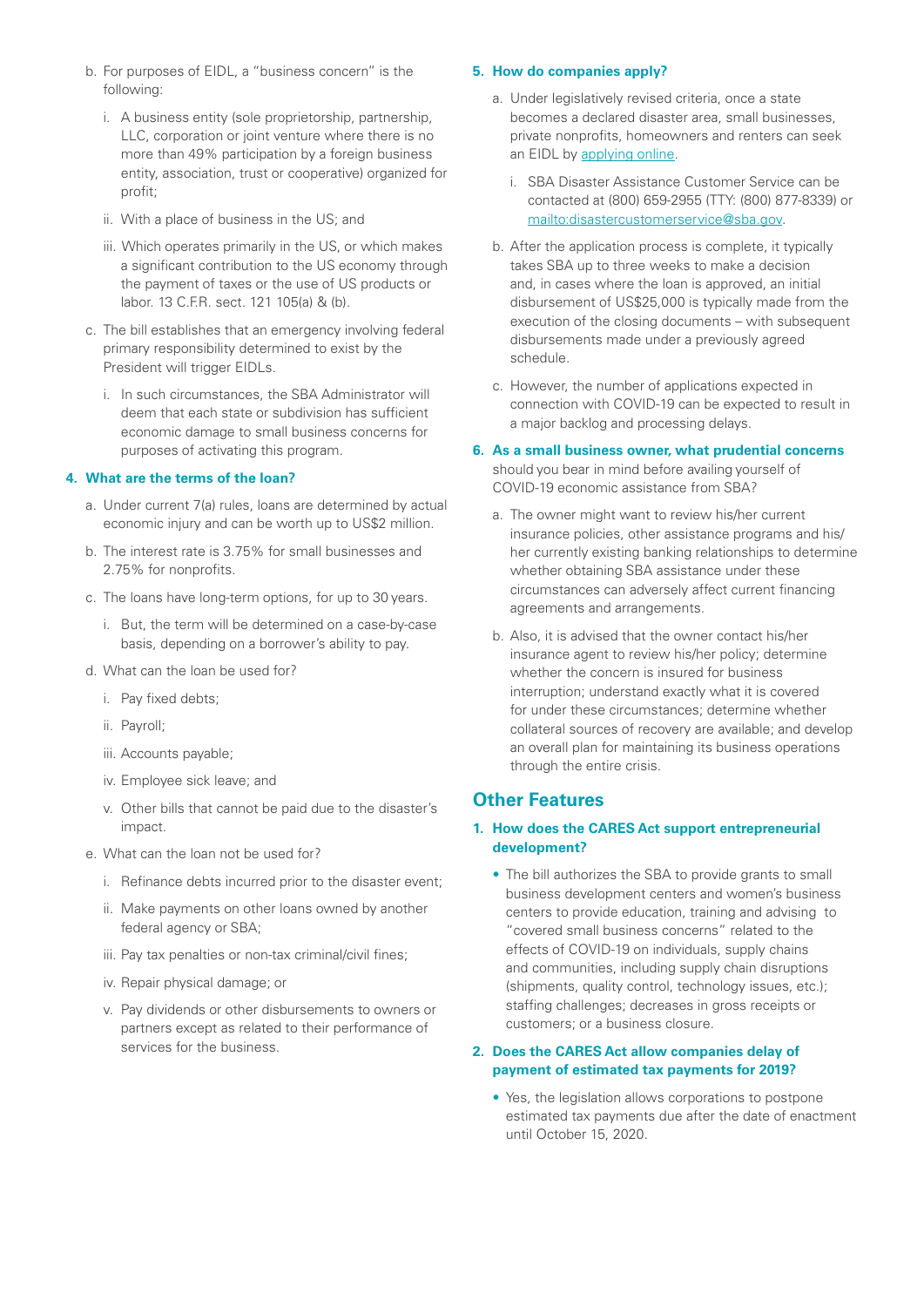b. For purposes of EIDL, a "business concern" is the following:

   i. A business entity (sole proprietorship, partnership, LLC, corporation or joint venture where there is no more than 49% participation by a foreign business entity, association, trust or cooperative) organized for profit;

   ii. With a place of business in the US; and

   iii. Which operates primarily in the US, or which makes a significant contribution to the US economy through the payment of taxes or the use of US products or labor. 13 C.F.R. sect. 121 105(a) & (b).

c. The bill establishes that an emergency involving federal primary responsibility determined to exist by the President will trigger EIDLs.

   i. In such circumstances, the SBA Administrator will deem that each state or subdivision has sufficient economic damage to small business concerns for purposes of activating this program.

**4. What are the terms of the loan?**

a. Under current 7(a) rules, loans are determined by actual economic injury and can be worth up to US$2 million.

b. The interest rate is 3.75% for small businesses and 2.75% for nonprofits.

c. The loans have long-term options, for up to 30 years.

   i. But, the term will be determined on a case-by-case basis, depending on a borrower's ability to pay.

d. What can the loan be used for?

   i. Pay fixed debts;

   ii. Payroll;

   iii. Accounts payable;

   iv. Employee sick leave; and

   v. Other bills that cannot be paid due to the disaster's impact.

e. What can the loan not be used for?

   i. Refinance debts incurred prior to the disaster event;

   ii. Make payments on other loans owned by another federal agency or SBA;

   iii. Pay tax penalties or non-tax criminal/civil fines;

   iv. Repair physical damage; or

   v. Pay dividends or other disbursements to owners or partners except as related to their performance of services for the business.

**5. How do companies apply?**

a. Under legislatively revised criteria, once a state becomes a declared disaster area, small businesses, private nonprofits, homeowners and renters can seek an EIDL by [applying online](#).

   i. SBA Disaster Assistance Customer Service can be contacted at (800) 659-2955 (TTY: (800) 877-8339) or [mailto:disastercustomerservice@sba.gov](mailto:disastercustomerservice@sba.gov).

b. After the application process is complete, it typically takes SBA up to three weeks to make a decision and, in cases where the loan is approved, an initial disbursement of US$25,000 is typically made from the execution of the closing documents – with subsequent disbursements made under a previously agreed schedule.

c. However, the number of applications expected in connection with COVID-19 can be expected to result in a major backlog and processing delays.

**6. As a small business owner, what prudential concerns** should you bear in mind before availing yourself of COVID-19 economic assistance from SBA?

a. The owner might want to review his/her current insurance policies, other assistance programs and his/her currently existing banking relationships to determine whether obtaining SBA assistance under these circumstances can adversely affect current financing agreements and arrangements.

b. Also, it is advised that the owner contact his/her insurance agent to review his/her policy; determine whether the concern is insured for business interruption; understand exactly what it is covered for under these circumstances; determine whether collateral sources of recovery are available; and develop an overall plan for maintaining its business operations through the entire crisis.

## Other Features

**1. How does the CARES Act support entrepreneurial development?**

- The bill authorizes the SBA to provide grants to small business development centers and women's business centers to provide education, training and advising to "covered small business concerns" related to the effects of COVID-19 on individuals, supply chains and communities, including supply chain disruptions (shipments, quality control, technology issues, etc.); staffing challenges; decreases in gross receipts or customers; or a business closure.

**2. Does the CARES Act allow companies delay of payment of estimated tax payments for 2019?**

- Yes, the legislation allows corporations to postpone estimated tax payments due after the date of enactment until October 15, 2020.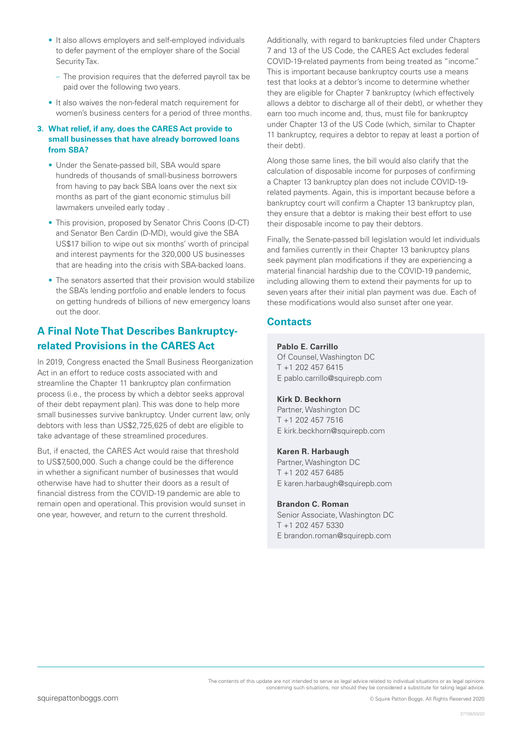- It also allows employers and self-employed individuals to defer payment of the employer share of the Social Security Tax.
  - The provision requires that the deferred payroll tax be paid over the following two years.
- It also waives the non-federal match requirement for women's business centers for a period of three months.

**3. What relief, if any, does the CARES Act provide to small businesses that have already borrowed loans from SBA?**

- Under the Senate-passed bill, SBA would spare hundreds of thousands of small-business borrowers from having to pay back SBA loans over the next six months as part of the giant economic stimulus bill lawmakers unveiled early today .
- This provision, proposed by Senator Chris Coons (D-CT) and Senator Ben Cardin (D-MD), would give the SBA US$17 billion to wipe out six months' worth of principal and interest payments for the 320,000 US businesses that are heading into the crisis with SBA-backed loans.
- The senators asserted that their provision would stabilize the SBA's lending portfolio and enable lenders to focus on getting hundreds of billions of new emergency loans out the door.

## A Final Note That Describes Bankruptcy-related Provisions in the CARES Act

In 2019, Congress enacted the Small Business Reorganization Act in an effort to reduce costs associated with and streamline the Chapter 11 bankruptcy plan confirmation process (i.e., the process by which a debtor seeks approval of their debt repayment plan). This was done to help more small businesses survive bankruptcy. Under current law, only debtors with less than US$2,725,625 of debt are eligible to take advantage of these streamlined procedures.

But, if enacted, the CARES Act would raise that threshold to US$7,500,000. Such a change could be the difference in whether a significant number of businesses that would otherwise have had to shutter their doors as a result of financial distress from the COVID-19 pandemic are able to remain open and operational. This provision would sunset in one year, however, and return to the current threshold.

Additionally, with regard to bankruptcies filed under Chapters 7 and 13 of the US Code, the CARES Act excludes federal COVID-19-related payments from being treated as "income." This is important because bankruptcy courts use a means test that looks at a debtor's income to determine whether they are eligible for Chapter 7 bankruptcy (which effectively allows a debtor to discharge all of their debt), or whether they earn too much income and, thus, must file for bankruptcy under Chapter 13 of the US Code (which, similar to Chapter 11 bankruptcy, requires a debtor to repay at least a portion of their debt).

Along those same lines, the bill would also clarify that the calculation of disposable income for purposes of confirming a Chapter 13 bankruptcy plan does not include COVID-19-related payments. Again, this is important because before a bankruptcy court will confirm a Chapter 13 bankruptcy plan, they ensure that a debtor is making their best effort to use their disposable income to pay their debtors.

Finally, the Senate-passed bill legislation would let individuals and families currently in their Chapter 13 bankruptcy plans seek payment plan modifications if they are experiencing a material financial hardship due to the COVID-19 pandemic, including allowing them to extend their payments for up to seven years after their initial plan payment was due. Each of these modifications would also sunset after one year.

## Contacts

**Pablo E. Carrillo**
Of Counsel, Washington DC
T +1 202 457 6415
E pablo.carrillo@squirepb.com

**Kirk D. Beckhorn**
Partner, Washington DC
T +1 202 457 7516
E kirk.beckhorn@squirepb.com

**Karen R. Harbaugh**
Partner, Washington DC
T +1 202 457 6485
E karen.harbaugh@squirepb.com

**Brandon C. Roman**
Senior Associate, Washington DC
T +1 202 457 5330
E brandon.roman@squirepb.com

The contents of this update are not intended to serve as legal advice related to individual situations or as legal opinions concerning such situations, nor should they be considered a substitute for taking legal advice.

squirepattonboggs.com

© Squire Patton Boggs. All Rights Reserved 2020

37708/03/20